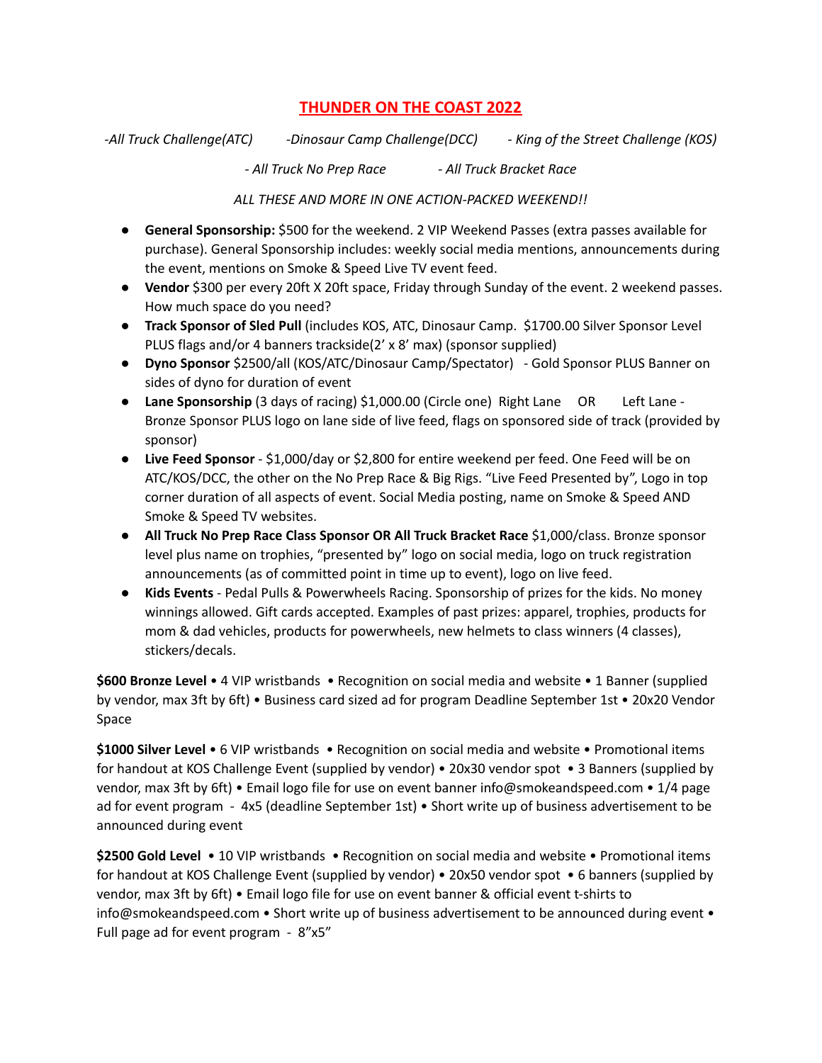# THUNDER ON THE COAST 2022

*-All Truck Challenge(ATC)     -Dinosaur Camp Challenge(DCC)     - King of the Street Challenge (KOS)*

*- All Truck No Prep Race     - All Truck Bracket Race*

*ALL THESE AND MORE IN ONE ACTION-PACKED WEEKEND!!*

- **General Sponsorship:** $500 for the weekend. 2 VIP Weekend Passes (extra passes available for purchase). General Sponsorship includes: weekly social media mentions, announcements during the event, mentions on Smoke & Speed Live TV event feed.
- **Vendor** $300 per every 20ft X 20ft space, Friday through Sunday of the event. 2 weekend passes. How much space do you need?
- **Track Sponsor of Sled Pull** (includes KOS, ATC, Dinosaur Camp. $1700.00 Silver Sponsor Level PLUS flags and/or 4 banners trackside(2' x 8' max) (sponsor supplied)
- **Dyno Sponsor** $2500/all (KOS/ATC/Dinosaur Camp/Spectator) - Gold Sponsor PLUS Banner on sides of dyno for duration of event
- **Lane Sponsorship** (3 days of racing) $1,000.00 (Circle one) Right Lane OR Left Lane - Bronze Sponsor PLUS logo on lane side of live feed, flags on sponsored side of track (provided by sponsor)
- **Live Feed Sponsor** - $1,000/day or $2,800 for entire weekend per feed. One Feed will be on ATC/KOS/DCC, the other on the No Prep Race & Big Rigs. "Live Feed Presented by", Logo in top corner duration of all aspects of event. Social Media posting, name on Smoke & Speed AND Smoke & Speed TV websites.
- **All Truck No Prep Race Class Sponsor OR All Truck Bracket Race** $1,000/class. Bronze sponsor level plus name on trophies, "presented by" logo on social media, logo on truck registration announcements (as of committed point in time up to event), logo on live feed.
- **Kids Events** - Pedal Pulls & Powerwheels Racing. Sponsorship of prizes for the kids. No money winnings allowed. Gift cards accepted. Examples of past prizes: apparel, trophies, products for mom & dad vehicles, products for powerwheels, new helmets to class winners (4 classes), stickers/decals.

**$600 Bronze Level** • 4 VIP wristbands • Recognition on social media and website • 1 Banner (supplied by vendor, max 3ft by 6ft) • Business card sized ad for program Deadline September 1st • 20x20 Vendor Space

**$1000 Silver Level** • 6 VIP wristbands • Recognition on social media and website • Promotional items for handout at KOS Challenge Event (supplied by vendor) • 20x30 vendor spot • 3 Banners (supplied by vendor, max 3ft by 6ft) • Email logo file for use on event banner info@smokeandspeed.com • 1/4 page ad for event program - 4x5 (deadline September 1st) • Short write up of business advertisement to be announced during event

**$2500 Gold Level** • 10 VIP wristbands • Recognition on social media and website • Promotional items for handout at KOS Challenge Event (supplied by vendor) • 20x50 vendor spot • 6 banners (supplied by vendor, max 3ft by 6ft) • Email logo file for use on event banner & official event t-shirts to info@smokeandspeed.com • Short write up of business advertisement to be announced during event • Full page ad for event program - 8"x5"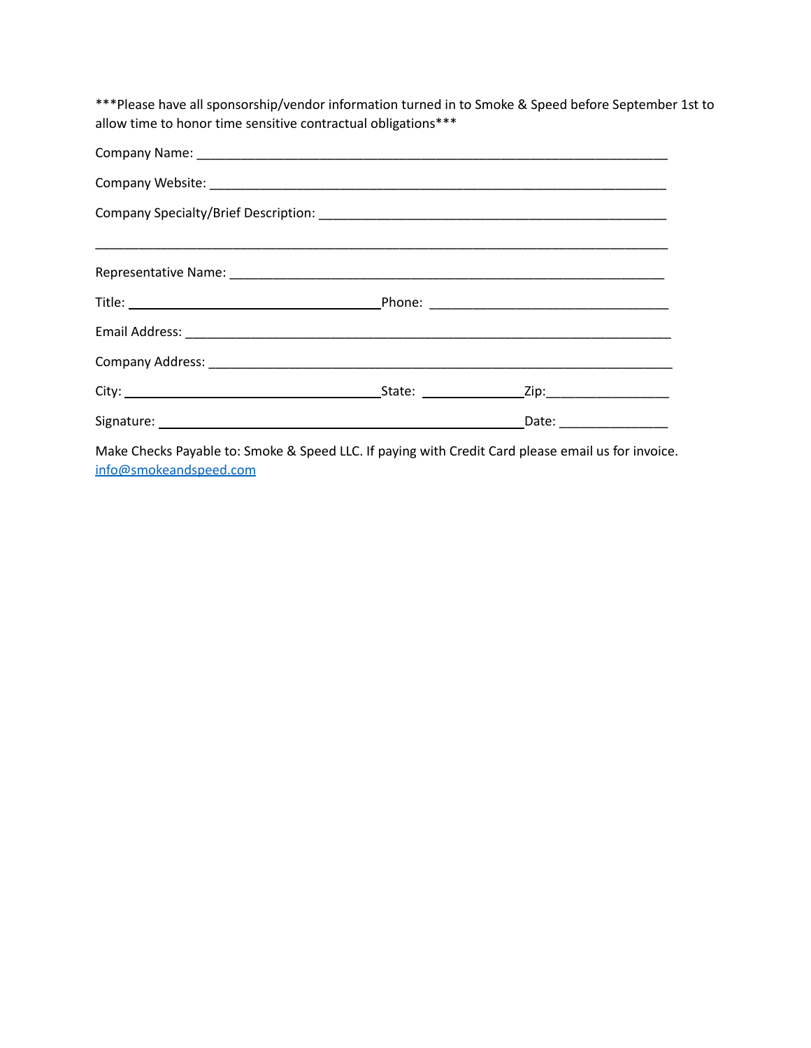***Please have all sponsorship/vendor information turned in to Smoke & Speed before September 1st to allow time to honor time sensitive contractual obligations***

Company Name: ___________________________________________________________________

Company Website: ________________________________________________________________

Company Specialty/Brief Description: ______________________________________________

_______________________________________________________________________________

Representative Name: _____________________________________________________________

Title: ________________________________ Phone: _________________________________

Email Address: __________________________________________________________________

Company Address: ________________________________________________________________

City: ________________________________ State: ______________ Zip: ________________

Signature: __________________________________________________ Date: ______________

Make Checks Payable to: Smoke & Speed LLC. If paying with Credit Card please email us for invoice. [info@smokeandspeed.com](mailto:info@smokeandspeed.com)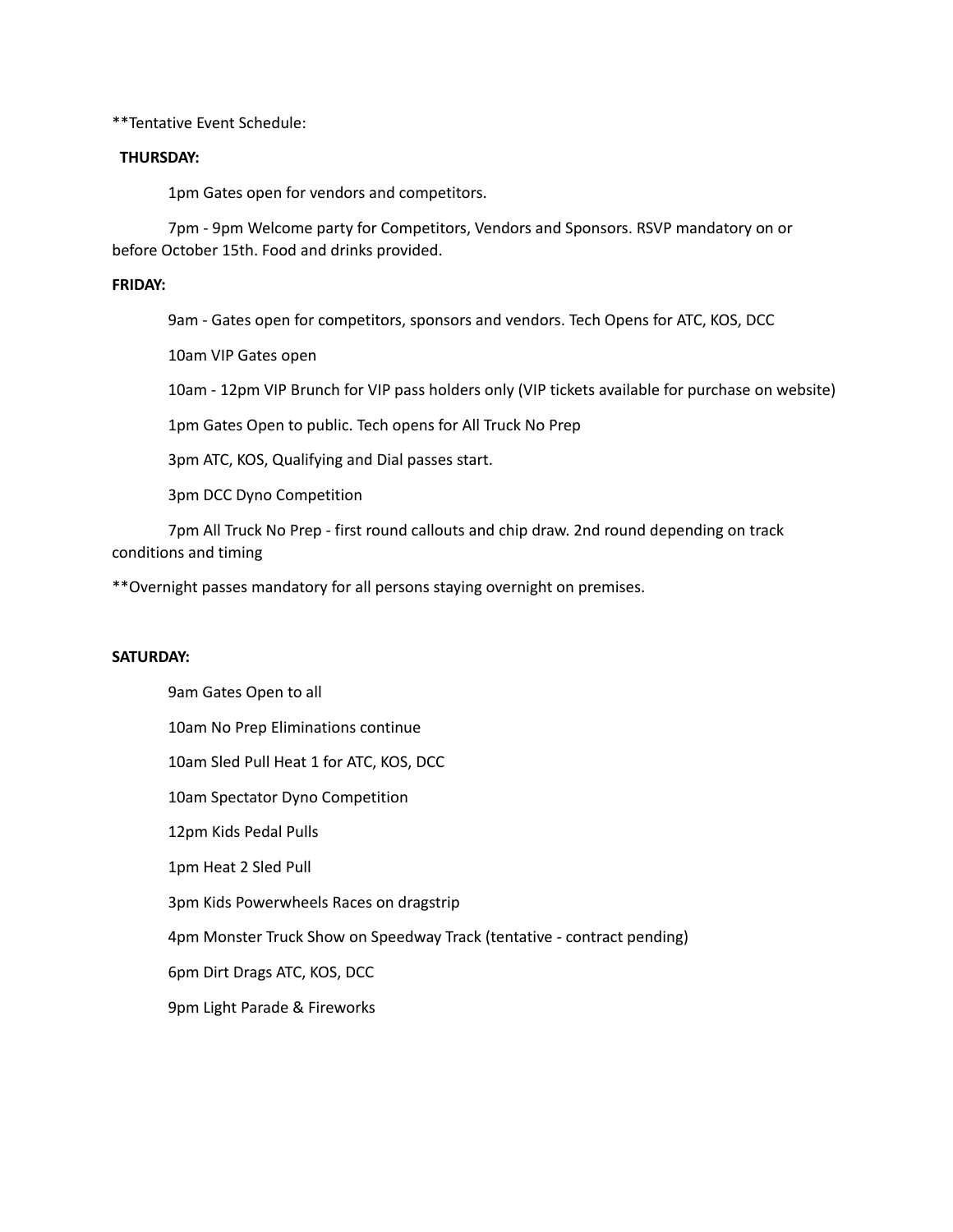**Tentative Event Schedule:

**THURSDAY:**

1pm Gates open for vendors and competitors.

7pm - 9pm Welcome party for Competitors, Vendors and Sponsors. RSVP mandatory on or before October 15th. Food and drinks provided.

**FRIDAY:**

9am - Gates open for competitors, sponsors and vendors. Tech Opens for ATC, KOS, DCC

10am VIP Gates open

10am - 12pm VIP Brunch for VIP pass holders only (VIP tickets available for purchase on website)

1pm Gates Open to public. Tech opens for All Truck No Prep

3pm ATC, KOS, Qualifying and Dial passes start.

3pm DCC Dyno Competition

7pm All Truck No Prep - first round callouts and chip draw. 2nd round depending on track conditions and timing

**Overnight passes mandatory for all persons staying overnight on premises.

**SATURDAY:**

9am Gates Open to all

10am No Prep Eliminations continue

10am Sled Pull Heat 1 for ATC, KOS, DCC

10am Spectator Dyno Competition

12pm Kids Pedal Pulls

1pm Heat 2 Sled Pull

3pm Kids Powerwheels Races on dragstrip

4pm Monster Truck Show on Speedway Track (tentative - contract pending)

6pm Dirt Drags ATC, KOS, DCC

9pm Light Parade & Fireworks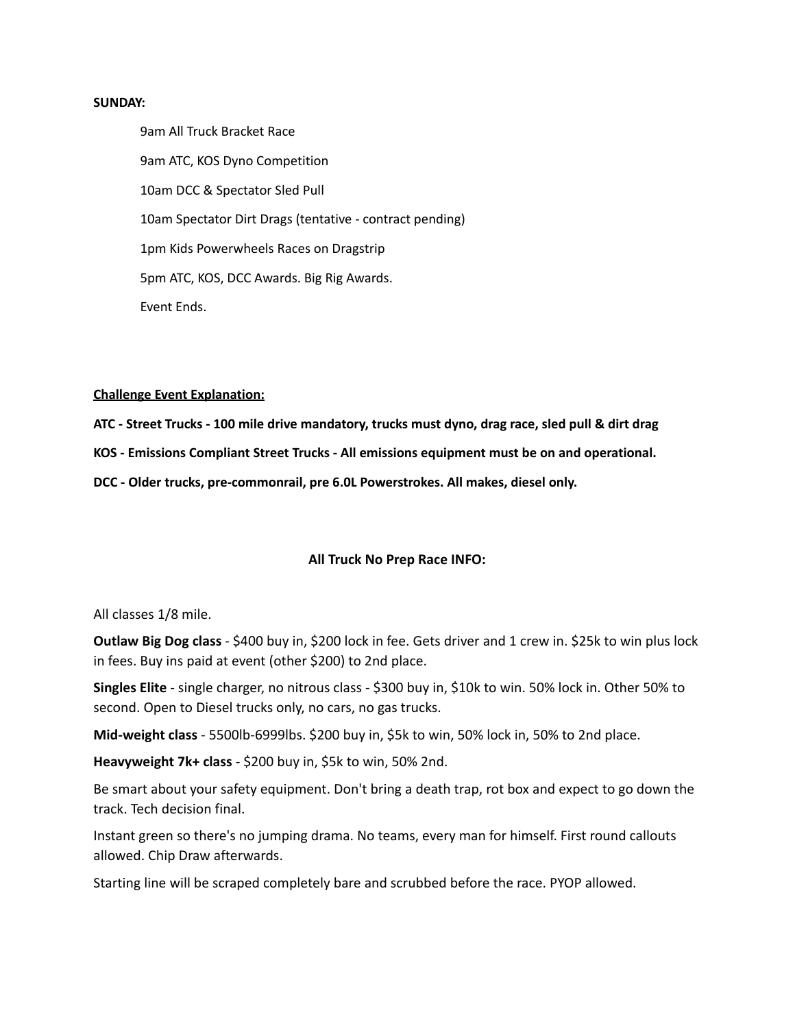**SUNDAY:**

9am All Truck Bracket Race

9am ATC, KOS Dyno Competition

10am DCC & Spectator Sled Pull

10am Spectator Dirt Drags (tentative - contract pending)

1pm Kids Powerwheels Races on Dragstrip

5pm ATC, KOS, DCC Awards. Big Rig Awards.

Event Ends.

**Challenge Event Explanation:**

**ATC - Street Trucks - 100 mile drive mandatory, trucks must dyno, drag race, sled pull & dirt drag**

**KOS - Emissions Compliant Street Trucks - All emissions equipment must be on and operational.**

**DCC - Older trucks, pre-commonrail, pre 6.0L Powerstrokes. All makes, diesel only.**

## All Truck No Prep Race INFO:

All classes 1/8 mile.

**Outlaw Big Dog class** - $400 buy in, $200 lock in fee. Gets driver and 1 crew in. $25k to win plus lock in fees. Buy ins paid at event (other $200) to 2nd place.

**Singles Elite** - single charger, no nitrous class - $300 buy in, $10k to win. 50% lock in. Other 50% to second. Open to Diesel trucks only, no cars, no gas trucks.

**Mid-weight class** - 5500lb-6999lbs. $200 buy in, $5k to win, 50% lock in, 50% to 2nd place.

**Heavyweight 7k+ class** - $200 buy in, $5k to win, 50% 2nd.

Be smart about your safety equipment. Don't bring a death trap, rot box and expect to go down the track. Tech decision final.

Instant green so there's no jumping drama. No teams, every man for himself. First round callouts allowed. Chip Draw afterwards.

Starting line will be scraped completely bare and scrubbed before the race. PYOP allowed.